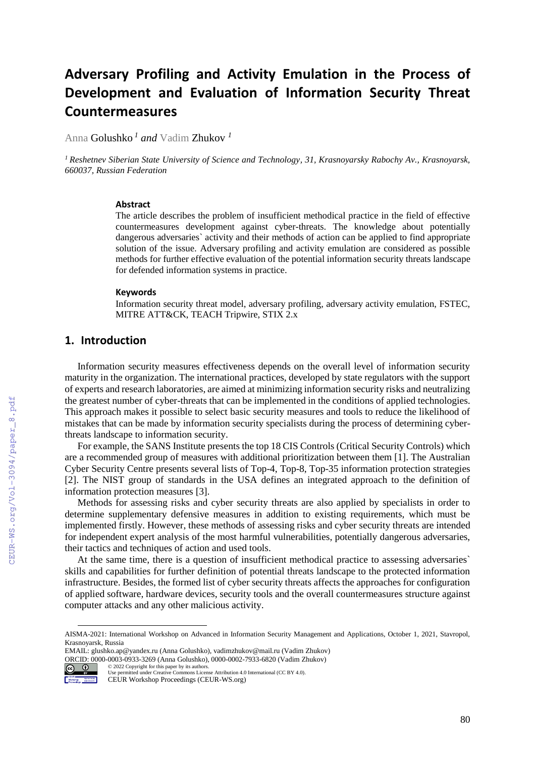# Adversary Profiling and Activity Emulation in the Process of Development and Evaluation of Information Security Threat Countermeasures

Anna Golushko [1] *and* Vadim Zhukov [1]

[1] *Reshetnev Siberian State University of Science and Technology, 31, Krasnoyarsky Rabochy Av., Krasnoyarsk, 660037, Russian Federation*

### Abstract

The article describes the problem of insufficient methodical practice in the field of effective countermeasures development against cyber-threats. The knowledge about potentially dangerous adversaries` activity and their methods of action can be applied to find appropriate solution of the issue. Adversary profiling and activity emulation are considered as possible methods for further effective evaluation of the potential information security threats landscape for defended information systems in practice.

### Keywords

Information security threat model, adversary profiling, adversary activity emulation, FSTEC, MITRE ATT&CK, TEACH Tripwire, STIX 2.x

## 1. Introduction

Information security measures effectiveness depends on the overall level of information security maturity in the organization. The international practices, developed by state regulators with the support of experts and research laboratories, are aimed at minimizing information security risks and neutralizing the greatest number of cyber-threats that can be implemented in the conditions of applied technologies. This approach makes it possible to select basic security measures and tools to reduce the likelihood of mistakes that can be made by information security specialists during the process of determining cyber-threats landscape to information security.

For example, the SANS Institute presents the top 18 CIS Controls (Critical Security Controls) which are a recommended group of measures with additional prioritization between them [1]. The Australian Cyber Security Centre presents several lists of Top-4, Top-8, Top-35 information protection strategies [2]. The NIST group of standards in the USA defines an integrated approach to the definition of information protection measures [3].

Methods for assessing risks and cyber security threats are also applied by specialists in order to determine supplementary defensive measures in addition to existing requirements, which must be implemented firstly. However, these methods of assessing risks and cyber security threats are intended for independent expert analysis of the most harmful vulnerabilities, potentially dangerous adversaries, their tactics and techniques of action and used tools.

At the same time, there is a question of insufficient methodical practice to assessing adversaries` skills and capabilities for further definition of potential threats landscape to the protected information infrastructure. Besides, the formed list of cyber security threats affects the approaches for configuration of applied software, hardware devices, security tools and the overall countermeasures structure against computer attacks and any other malicious activity.

AISMA-2021: International Workshop on Advanced in Information Security Management and Applications, October 1, 2021, Stavropol, Krasnoyarsk, Russia
EMAIL: glushko.ap@yandex.ru (Anna Golushko), vadimzhukov@mail.ru (Vadim Zhukov)
ORCID: 0000-0003-0933-3269 (Anna Golushko), 0000-0002-7933-6820 (Vadim Zhukov)
© 2022 Copyright for this paper by its authors.
Use permitted under Creative Commons License Attribution 4.0 International (CC BY 4.0).
CEUR Workshop Proceedings (CEUR-WS.org)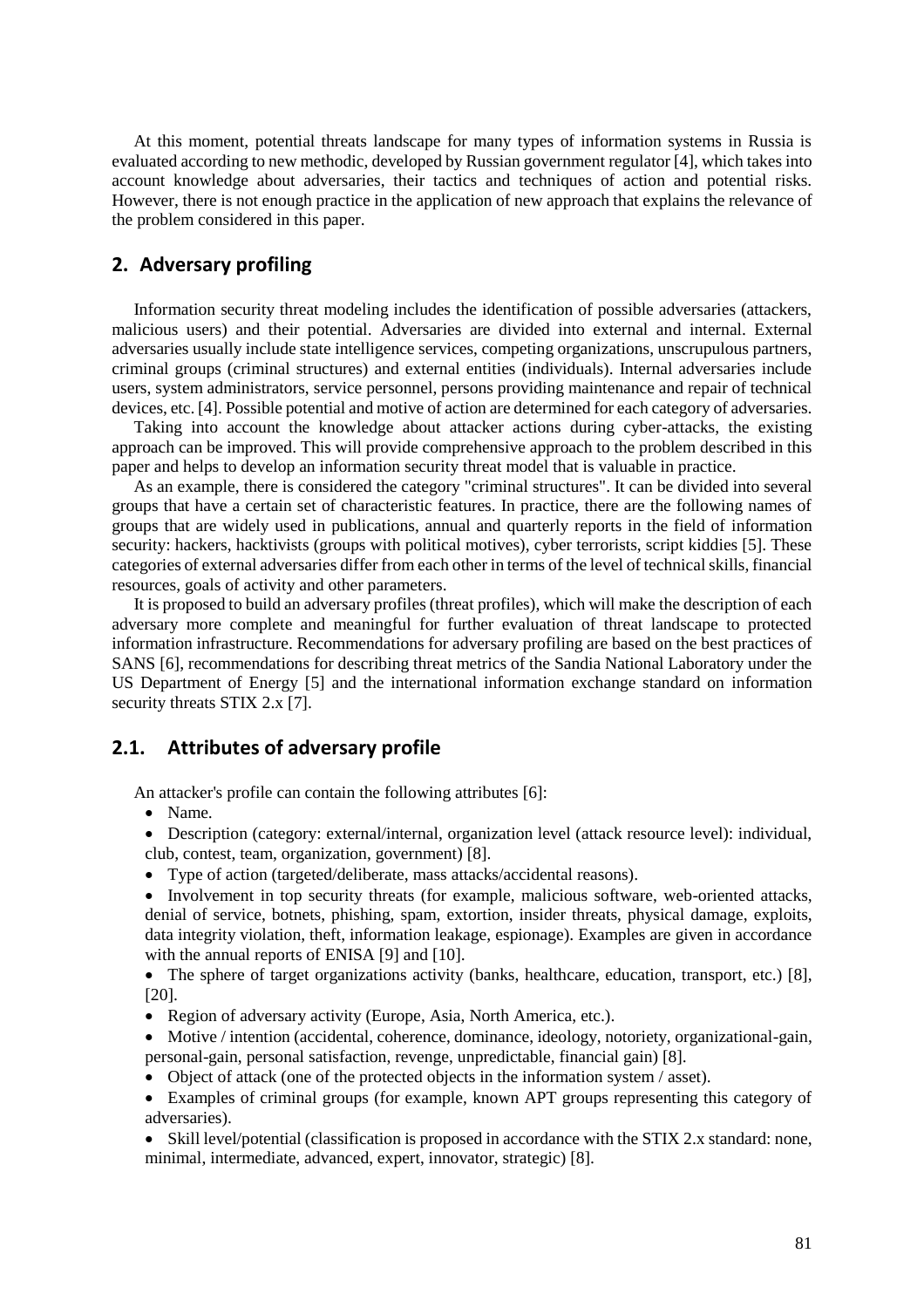At this moment, potential threats landscape for many types of information systems in Russia is evaluated according to new methodic, developed by Russian government regulator [4], which takes into account knowledge about adversaries, their tactics and techniques of action and potential risks. However, there is not enough practice in the application of new approach that explains the relevance of the problem considered in this paper.

## 2. Adversary profiling

Information security threat modeling includes the identification of possible adversaries (attackers, malicious users) and their potential. Adversaries are divided into external and internal. External adversaries usually include state intelligence services, competing organizations, unscrupulous partners, criminal groups (criminal structures) and external entities (individuals). Internal adversaries include users, system administrators, service personnel, persons providing maintenance and repair of technical devices, etc. [4]. Possible potential and motive of action are determined for each category of adversaries.

Taking into account the knowledge about attacker actions during cyber-attacks, the existing approach can be improved. This will provide comprehensive approach to the problem described in this paper and helps to develop an information security threat model that is valuable in practice.

As an example, there is considered the category "criminal structures". It can be divided into several groups that have a certain set of characteristic features. In practice, there are the following names of groups that are widely used in publications, annual and quarterly reports in the field of information security: hackers, hacktivists (groups with political motives), cyber terrorists, script kiddies [5]. These categories of external adversaries differ from each other in terms of the level of technical skills, financial resources, goals of activity and other parameters.

It is proposed to build an adversary profiles (threat profiles), which will make the description of each adversary more complete and meaningful for further evaluation of threat landscape to protected information infrastructure. Recommendations for adversary profiling are based on the best practices of SANS [6], recommendations for describing threat metrics of the Sandia National Laboratory under the US Department of Energy [5] and the international information exchange standard on information security threats STIX 2.x [7].

## 2.1. Attributes of adversary profile

An attacker's profile can contain the following attributes [6]:

- Name.
- Description (category: external/internal, organization level (attack resource level): individual, club, contest, team, organization, government) [8].
- Type of action (targeted/deliberate, mass attacks/accidental reasons).
- Involvement in top security threats (for example, malicious software, web-oriented attacks, denial of service, botnets, phishing, spam, extortion, insider threats, physical damage, exploits, data integrity violation, theft, information leakage, espionage). Examples are given in accordance with the annual reports of ENISA [9] and [10].
- The sphere of target organizations activity (banks, healthcare, education, transport, etc.) [8], [20].
- Region of adversary activity (Europe, Asia, North America, etc.).
- Motive / intention (accidental, coherence, dominance, ideology, notoriety, organizational-gain, personal-gain, personal satisfaction, revenge, unpredictable, financial gain) [8].
- Object of attack (one of the protected objects in the information system / asset).
- Examples of criminal groups (for example, known APT groups representing this category of adversaries).
- Skill level/potential (classification is proposed in accordance with the STIX 2.x standard: none, minimal, intermediate, advanced, expert, innovator, strategic) [8].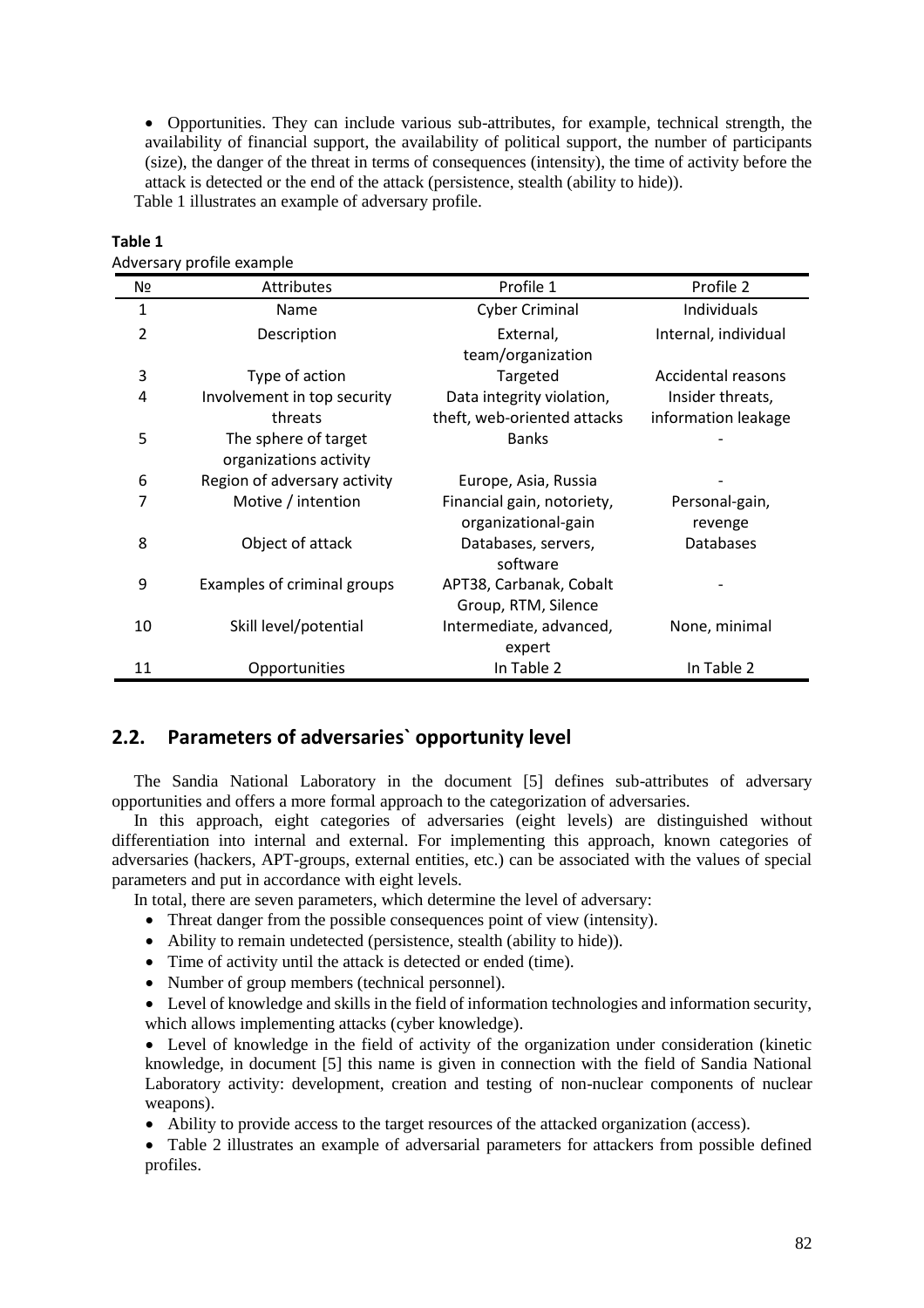- Opportunities. They can include various sub-attributes, for example, technical strength, the availability of financial support, the availability of political support, the number of participants (size), the danger of the threat in terms of consequences (intensity), the time of activity before the attack is detected or the end of the attack (persistence, stealth (ability to hide)).

Table 1 illustrates an example of adversary profile.

**Table 1**
Adversary profile example

| № | Attributes | Profile 1 | Profile 2 |
|---|---|---|---|
| 1 | Name | Cyber Criminal | Individuals |
| 2 | Description | External, team/organization | Internal, individual |
| 3 | Type of action | Targeted | Accidental reasons |
| 4 | Involvement in top security threats | Data integrity violation, theft, web-oriented attacks | Insider threats, information leakage |
| 5 | The sphere of target organizations activity | Banks | - |
| 6 | Region of adversary activity | Europe, Asia, Russia | - |
| 7 | Motive / intention | Financial gain, notoriety, organizational-gain | Personal-gain, revenge |
| 8 | Object of attack | Databases, servers, software | Databases |
| 9 | Examples of criminal groups | APT38, Carbanak, Cobalt Group, RTM, Silence | - |
| 10 | Skill level/potential | Intermediate, advanced, expert | None, minimal |
| 11 | Opportunities | In Table 2 | In Table 2 |

## 2.2. Parameters of adversaries` opportunity level

The Sandia National Laboratory in the document [5] defines sub-attributes of adversary opportunities and offers a more formal approach to the categorization of adversaries.

In this approach, eight categories of adversaries (eight levels) are distinguished without differentiation into internal and external. For implementing this approach, known categories of adversaries (hackers, APT-groups, external entities, etc.) can be associated with the values of special parameters and put in accordance with eight levels.

In total, there are seven parameters, which determine the level of adversary:

- Threat danger from the possible consequences point of view (intensity).
- Ability to remain undetected (persistence, stealth (ability to hide)).
- Time of activity until the attack is detected or ended (time).
- Number of group members (technical personnel).
- Level of knowledge and skills in the field of information technologies and information security, which allows implementing attacks (cyber knowledge).
- Level of knowledge in the field of activity of the organization under consideration (kinetic knowledge, in document [5] this name is given in connection with the field of Sandia National Laboratory activity: development, creation and testing of non-nuclear components of nuclear weapons).
- Ability to provide access to the target resources of the attacked organization (access).
- Table 2 illustrates an example of adversarial parameters for attackers from possible defined profiles.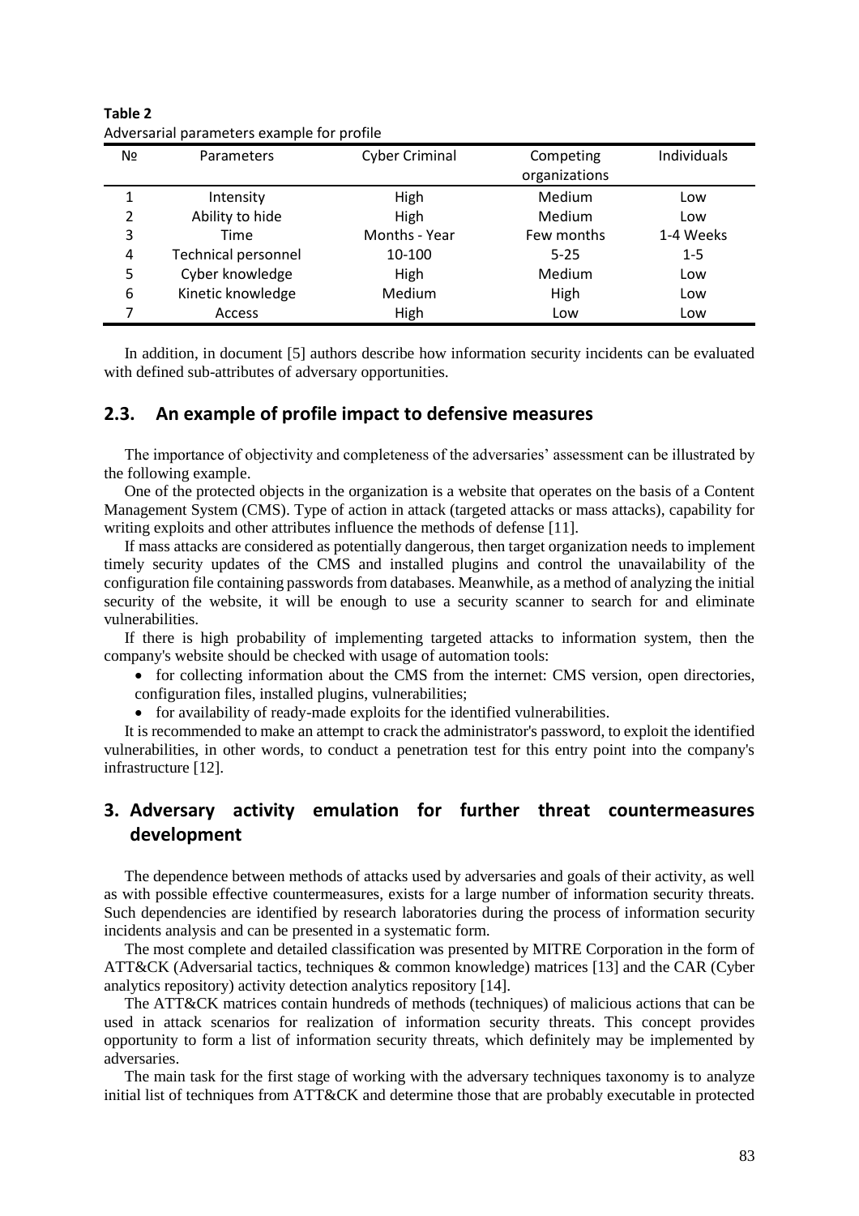**Table 2**
Adversarial parameters example for profile

| № | Parameters | Cyber Criminal | Competing organizations | Individuals |
|---|---|---|---|---|
| 1 | Intensity | High | Medium | Low |
| 2 | Ability to hide | High | Medium | Low |
| 3 | Time | Months - Year | Few months | 1-4 Weeks |
| 4 | Technical personnel | 10-100 | 5-25 | 1-5 |
| 5 | Cyber knowledge | High | Medium | Low |
| 6 | Kinetic knowledge | Medium | High | Low |
| 7 | Access | High | Low | Low |

In addition, in document [5] authors describe how information security incidents can be evaluated with defined sub-attributes of adversary opportunities.

## 2.3. An example of profile impact to defensive measures

The importance of objectivity and completeness of the adversaries' assessment can be illustrated by the following example.

One of the protected objects in the organization is a website that operates on the basis of a Content Management System (CMS). Type of action in attack (targeted attacks or mass attacks), capability for writing exploits and other attributes influence the methods of defense [11].

If mass attacks are considered as potentially dangerous, then target organization needs to implement timely security updates of the CMS and installed plugins and control the unavailability of the configuration file containing passwords from databases. Meanwhile, as a method of analyzing the initial security of the website, it will be enough to use a security scanner to search for and eliminate vulnerabilities.

If there is high probability of implementing targeted attacks to information system, then the company's website should be checked with usage of automation tools:

- for collecting information about the CMS from the internet: CMS version, open directories, configuration files, installed plugins, vulnerabilities;
- for availability of ready-made exploits for the identified vulnerabilities.

It is recommended to make an attempt to crack the administrator's password, to exploit the identified vulnerabilities, in other words, to conduct a penetration test for this entry point into the company's infrastructure [12].

# 3. Adversary activity emulation for further threat countermeasures development

The dependence between methods of attacks used by adversaries and goals of their activity, as well as with possible effective countermeasures, exists for a large number of information security threats. Such dependencies are identified by research laboratories during the process of information security incidents analysis and can be presented in a systematic form.

The most complete and detailed classification was presented by MITRE Corporation in the form of ATT&CK (Adversarial tactics, techniques & common knowledge) matrices [13] and the CAR (Cyber analytics repository) activity detection analytics repository [14].

The ATT&CK matrices contain hundreds of methods (techniques) of malicious actions that can be used in attack scenarios for realization of information security threats. This concept provides opportunity to form a list of information security threats, which definitely may be implemented by adversaries.

The main task for the first stage of working with the adversary techniques taxonomy is to analyze initial list of techniques from ATT&CK and determine those that are probably executable in protected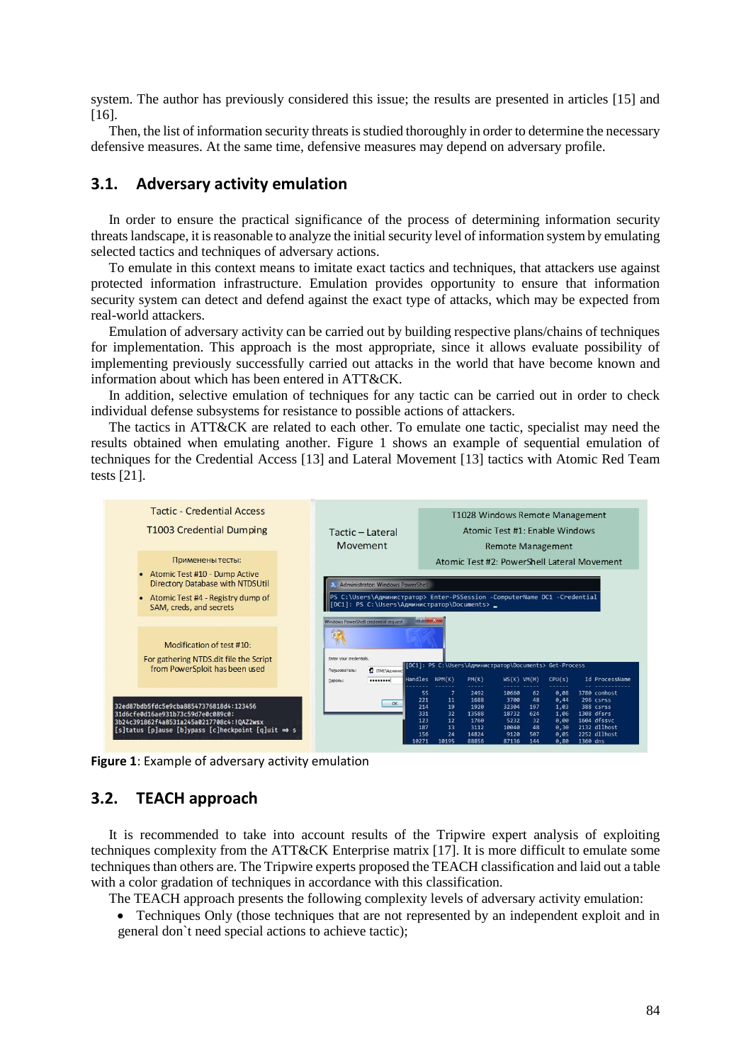system. The author has previously considered this issue; the results are presented in articles [15] and [16].

Then, the list of information security threats is studied thoroughly in order to determine the necessary defensive measures. At the same time, defensive measures may depend on adversary profile.

## 3.1. Adversary activity emulation

In order to ensure the practical significance of the process of determining information security threats landscape, it is reasonable to analyze the initial security level of information system by emulating selected tactics and techniques of adversary actions.

To emulate in this context means to imitate exact tactics and techniques, that attackers use against protected information infrastructure. Emulation provides opportunity to ensure that information security system can detect and defend against the exact type of attacks, which may be expected from real-world attackers.

Emulation of adversary activity can be carried out by building respective plans/chains of techniques for implementation. This approach is the most appropriate, since it allows evaluate possibility of implementing previously successfully carried out attacks in the world that have become known and information about which has been entered in ATT&CK.

In addition, selective emulation of techniques for any tactic can be carried out in order to check individual defense subsystems for resistance to possible actions of attackers.

The tactics in ATT&CK are related to each other. To emulate one tactic, specialist may need the results obtained when emulating another. Figure 1 shows an example of sequential emulation of techniques for the Credential Access [13] and Lateral Movement [13] tactics with Atomic Red Team tests [21].

**Figure 1**: Example of adversary activity emulation

## 3.2. TEACH approach

It is recommended to take into account results of the Tripwire expert analysis of exploiting techniques complexity from the ATT&CK Enterprise matrix [17]. It is more difficult to emulate some techniques than others are. The Tripwire experts proposed the TEACH classification and laid out a table with a color gradation of techniques in accordance with this classification.

The TEACH approach presents the following complexity levels of adversary activity emulation:

- Techniques Only (those techniques that are not represented by an independent exploit and in general don`t need special actions to achieve tactic);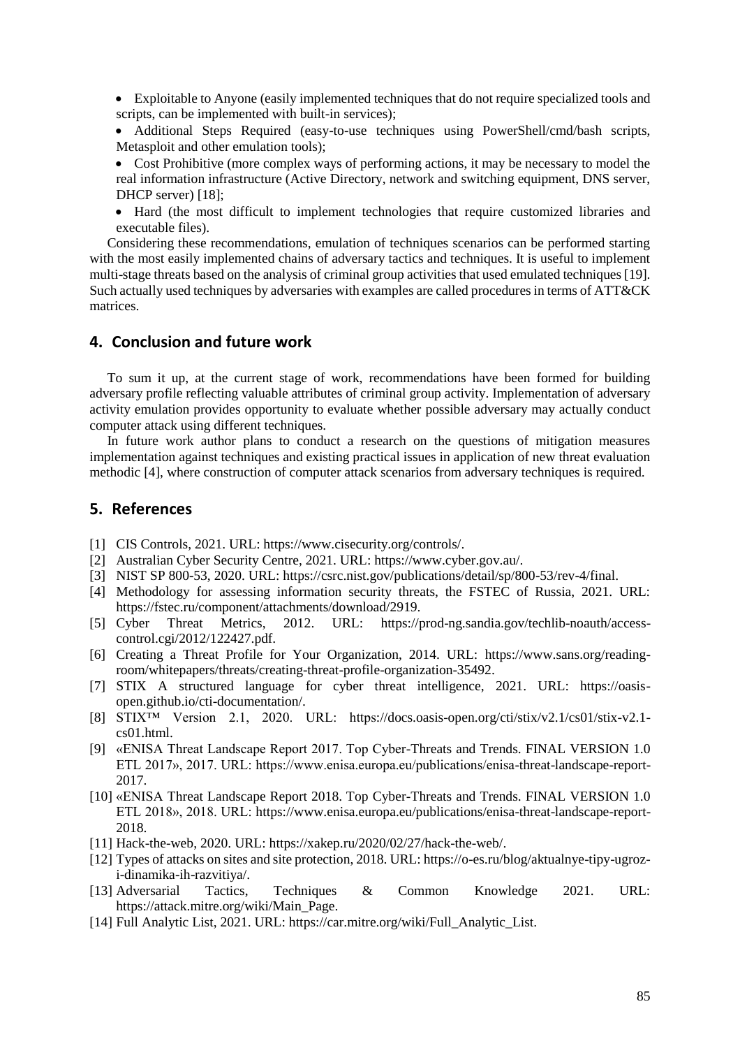- Exploitable to Anyone (easily implemented techniques that do not require specialized tools and scripts, can be implemented with built-in services);
- Additional Steps Required (easy-to-use techniques using PowerShell/cmd/bash scripts, Metasploit and other emulation tools);
- Cost Prohibitive (more complex ways of performing actions, it may be necessary to model the real information infrastructure (Active Directory, network and switching equipment, DNS server, DHCP server) [18];
- Hard (the most difficult to implement technologies that require customized libraries and executable files).

Considering these recommendations, emulation of techniques scenarios can be performed starting with the most easily implemented chains of adversary tactics and techniques. It is useful to implement multi-stage threats based on the analysis of criminal group activities that used emulated techniques [19]. Such actually used techniques by adversaries with examples are called procedures in terms of ATT&CK matrices.

## 4. Conclusion and future work

To sum it up, at the current stage of work, recommendations have been formed for building adversary profile reflecting valuable attributes of criminal group activity. Implementation of adversary activity emulation provides opportunity to evaluate whether possible adversary may actually conduct computer attack using different techniques.

In future work author plans to conduct a research on the questions of mitigation measures implementation against techniques and existing practical issues in application of new threat evaluation methodic [4], where construction of computer attack scenarios from adversary techniques is required.

## 5. References

[1] CIS Controls, 2021. URL: https://www.cisecurity.org/controls/.

[2] Australian Cyber Security Centre, 2021. URL: https://www.cyber.gov.au/.

[3] NIST SP 800-53, 2020. URL: https://csrc.nist.gov/publications/detail/sp/800-53/rev-4/final.

[4] Methodology for assessing information security threats, the FSTEC of Russia, 2021. URL: https://fstec.ru/component/attachments/download/2919.

[5] Cyber Threat Metrics, 2012. URL: https://prod-ng.sandia.gov/techlib-noauth/access-control.cgi/2012/122427.pdf.

[6] Creating a Threat Profile for Your Organization, 2014. URL: https://www.sans.org/reading-room/whitepapers/threats/creating-threat-profile-organization-35492.

[7] STIX A structured language for cyber threat intelligence, 2021. URL: https://oasis-open.github.io/cti-documentation/.

[8] STIX™ Version 2.1, 2020. URL: https://docs.oasis-open.org/cti/stix/v2.1/cs01/stix-v2.1-cs01.html.

[9] «ENISA Threat Landscape Report 2017. Top Cyber-Threats and Trends. FINAL VERSION 1.0 ETL 2017», 2017. URL: https://www.enisa.europa.eu/publications/enisa-threat-landscape-report-2017.

[10] «ENISA Threat Landscape Report 2018. Top Cyber-Threats and Trends. FINAL VERSION 1.0 ETL 2018», 2018. URL: https://www.enisa.europa.eu/publications/enisa-threat-landscape-report-2018.

[11] Hack-the-web, 2020. URL: https://xakep.ru/2020/02/27/hack-the-web/.

[12] Types of attacks on sites and site protection, 2018. URL: https://o-es.ru/blog/aktualnye-tipy-ugroz-i-dinamika-ih-razvitiya/.

[13] Adversarial Tactics, Techniques & Common Knowledge 2021. URL: https://attack.mitre.org/wiki/Main_Page.

[14] Full Analytic List, 2021. URL: https://car.mitre.org/wiki/Full_Analytic_List.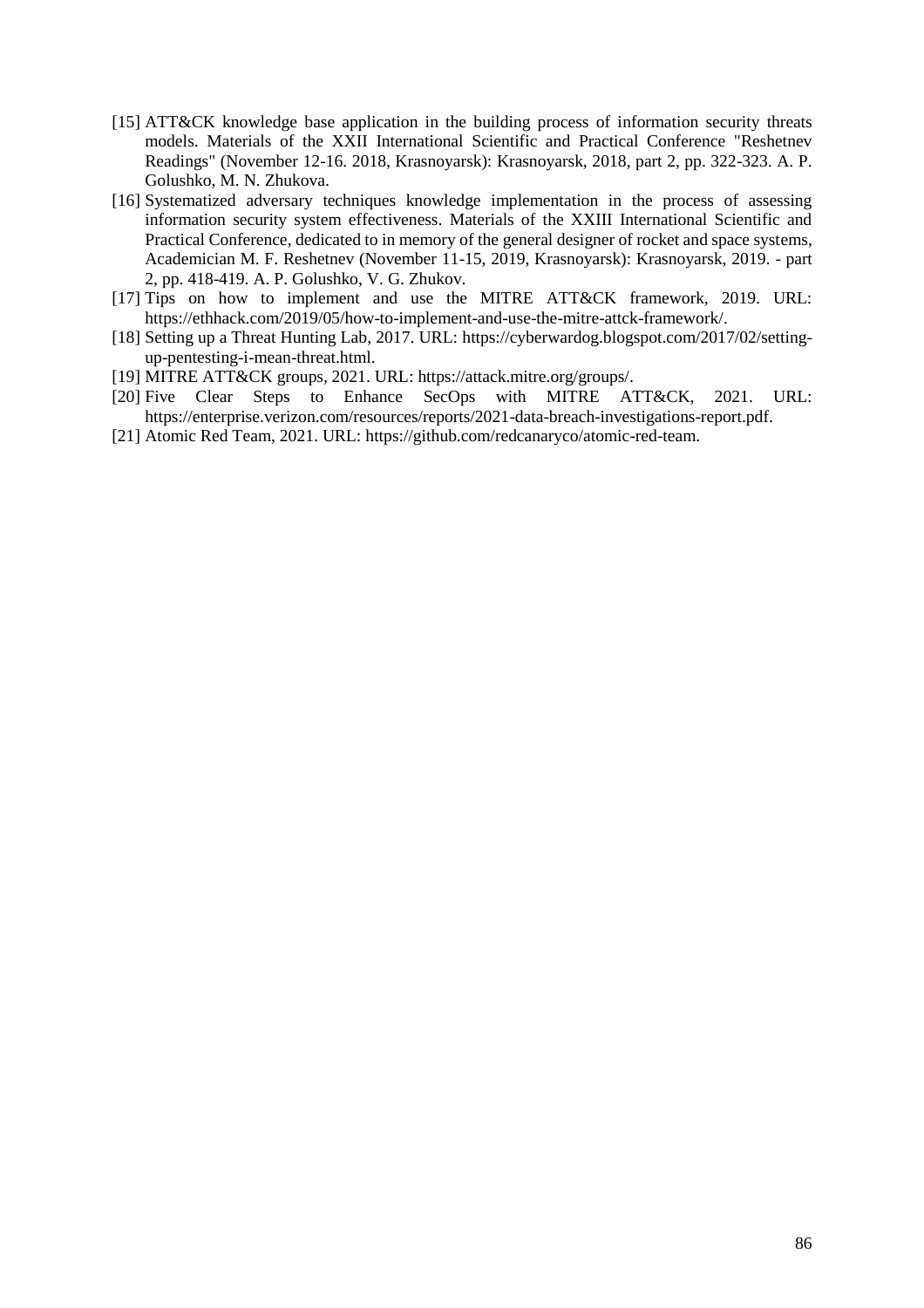[15] ATT&CK knowledge base application in the building process of information security threats models. Materials of the XXII International Scientific and Practical Conference "Reshetnev Readings" (November 12-16. 2018, Krasnoyarsk): Krasnoyarsk, 2018, part 2, pp. 322-323. A. P. Golushko, M. N. Zhukova.

[16] Systematized adversary techniques knowledge implementation in the process of assessing information security system effectiveness. Materials of the XXIII International Scientific and Practical Conference, dedicated to in memory of the general designer of rocket and space systems, Academician M. F. Reshetnev (November 11-15, 2019, Krasnoyarsk): Krasnoyarsk, 2019. - part 2, pp. 418-419. A. P. Golushko, V. G. Zhukov.

[17] Tips on how to implement and use the MITRE ATT&CK framework, 2019. URL: https://ethhack.com/2019/05/how-to-implement-and-use-the-mitre-attck-framework/.

[18] Setting up a Threat Hunting Lab, 2017. URL: https://cyberwardog.blogspot.com/2017/02/setting-up-pentesting-i-mean-threat.html.

[19] MITRE ATT&CK groups, 2021. URL: https://attack.mitre.org/groups/.

[20] Five Clear Steps to Enhance SecOps with MITRE ATT&CK, 2021. URL: https://enterprise.verizon.com/resources/reports/2021-data-breach-investigations-report.pdf.

[21] Atomic Red Team, 2021. URL: https://github.com/redcanaryco/atomic-red-team.